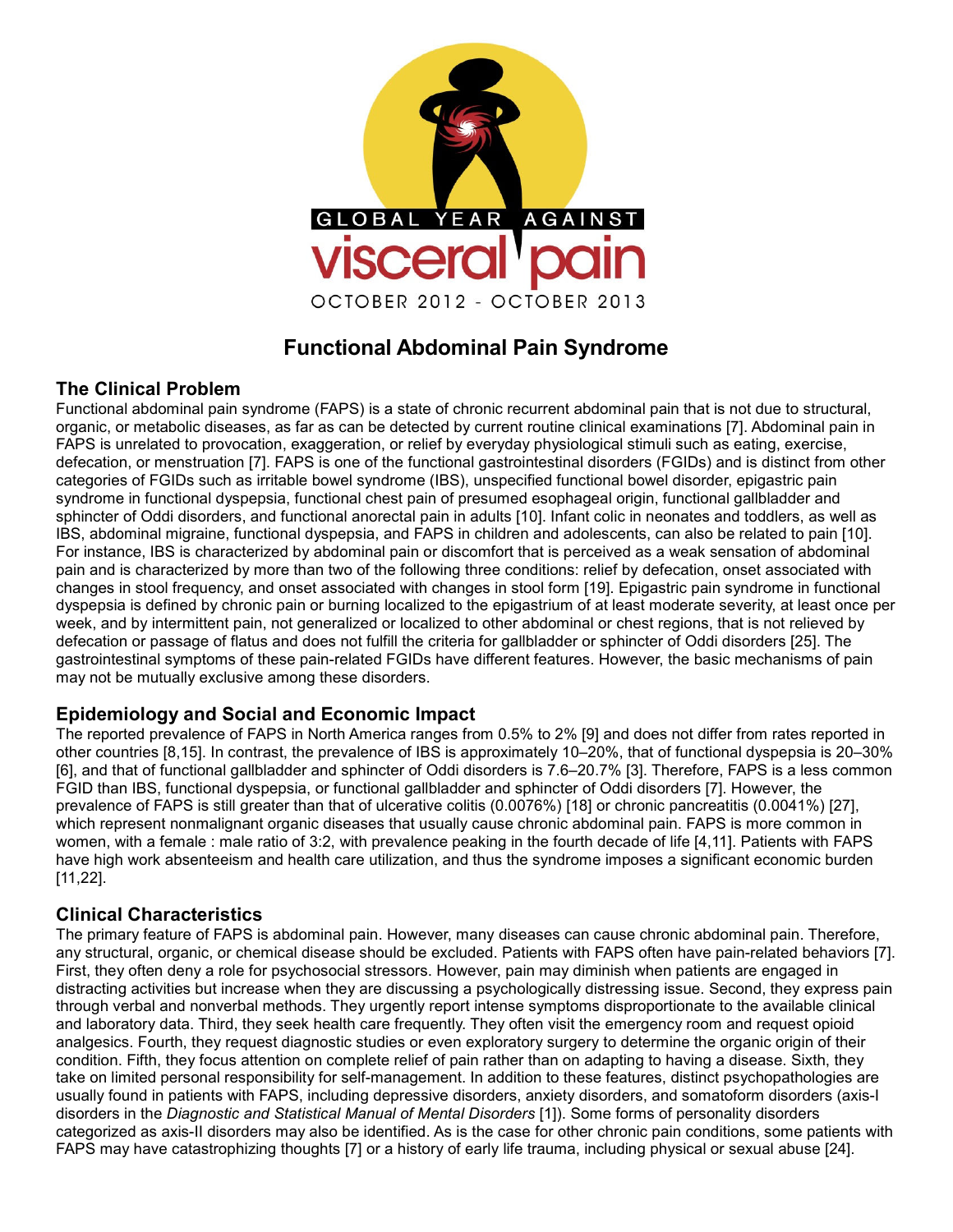GLOBAL YEAR AGAINST

visceral pain

OCTOBER 2012 - OCTOBER 2013

# Functional Abdominal Pain Syndrome

## The Clinical Problem

Functional abdominal pain syndrome (FAPS) is a state of chronic recurrent abdominal pain that is not due to structural, organic, or metabolic diseases, as far as can be detected by current routine clinical examinations [7]. Abdominal pain in FAPS is unrelated to provocation, exaggeration, or relief by everyday physiological stimuli such as eating, exercise, defecation, or menstruation [7]. FAPS is one of the functional gastrointestinal disorders (FGIDs) and is distinct from other categories of FGIDs such as irritable bowel syndrome (IBS), unspecified functional bowel disorder, epigastric pain syndrome in functional dyspepsia, functional chest pain of presumed esophageal origin, functional gallbladder and sphincter of Oddi disorders, and functional anorectal pain in adults [10]. Infant colic in neonates and toddlers, as well as IBS, abdominal migraine, functional dyspepsia, and FAPS in children and adolescents, can also be related to pain [10]. For instance, IBS is characterized by abdominal pain or discomfort that is perceived as a weak sensation of abdominal pain and is characterized by more than two of the following three conditions: relief by defecation, onset associated with changes in stool frequency, and onset associated with changes in stool form [19]. Epigastric pain syndrome in functional dyspepsia is defined by chronic pain or burning localized to the epigastrium of at least moderate severity, at least once per week, and by intermittent pain, not generalized or localized to other abdominal or chest regions, that is not relieved by defecation or passage of flatus and does not fulfill the criteria for gallbladder or sphincter of Oddi disorders [25]. The gastrointestinal symptoms of these pain-related FGIDs have different features. However, the basic mechanisms of pain may not be mutually exclusive among these disorders.

## Epidemiology and Social and Economic Impact

The reported prevalence of FAPS in North America ranges from 0.5% to 2% [9] and does not differ from rates reported in other countries [8,15]. In contrast, the prevalence of IBS is approximately 10–20%, that of functional dyspepsia is 20–30% [6], and that of functional gallbladder and sphincter of Oddi disorders is 7.6–20.7% [3]. Therefore, FAPS is a less common FGID than IBS, functional dyspepsia, or functional gallbladder and sphincter of Oddi disorders [7]. However, the prevalence of FAPS is still greater than that of ulcerative colitis (0.0076%) [18] or chronic pancreatitis (0.0041%) [27], which represent nonmalignant organic diseases that usually cause chronic abdominal pain. FAPS is more common in women, with a female : male ratio of 3:2, with prevalence peaking in the fourth decade of life [4,11]. Patients with FAPS have high work absenteeism and health care utilization, and thus the syndrome imposes a significant economic burden [11,22].

## Clinical Characteristics

The primary feature of FAPS is abdominal pain. However, many diseases can cause chronic abdominal pain. Therefore, any structural, organic, or chemical disease should be excluded. Patients with FAPS often have pain-related behaviors [7]. First, they often deny a role for psychosocial stressors. However, pain may diminish when patients are engaged in distracting activities but increase when they are discussing a psychologically distressing issue. Second, they express pain through verbal and nonverbal methods. They urgently report intense symptoms disproportionate to the available clinical and laboratory data. Third, they seek health care frequently. They often visit the emergency room and request opioid analgesics. Fourth, they request diagnostic studies or even exploratory surgery to determine the organic origin of their condition. Fifth, they focus attention on complete relief of pain rather than on adapting to having a disease. Sixth, they take on limited personal responsibility for self-management. In addition to these features, distinct psychopathologies are usually found in patients with FAPS, including depressive disorders, anxiety disorders, and somatoform disorders (axis-I disorders in the *Diagnostic and Statistical Manual of Mental Disorders* [1]). Some forms of personality disorders categorized as axis-II disorders may also be identified. As is the case for other chronic pain conditions, some patients with FAPS may have catastrophizing thoughts [7] or a history of early life trauma, including physical or sexual abuse [24].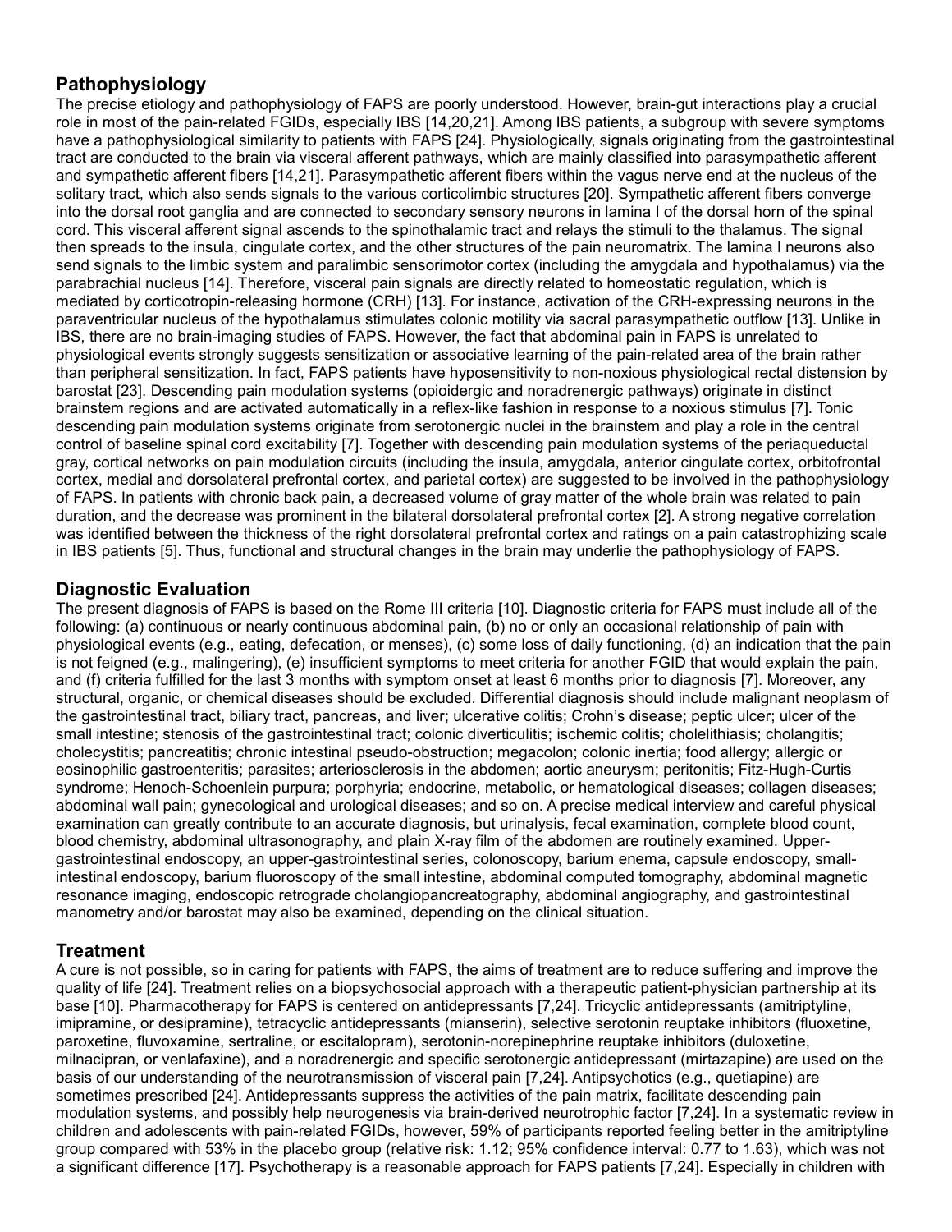## Pathophysiology

The precise etiology and pathophysiology of FAPS are poorly understood. However, brain-gut interactions play a crucial role in most of the pain-related FGIDs, especially IBS [14,20,21]. Among IBS patients, a subgroup with severe symptoms have a pathophysiological similarity to patients with FAPS [24]. Physiologically, signals originating from the gastrointestinal tract are conducted to the brain via visceral afferent pathways, which are mainly classified into parasympathetic afferent and sympathetic afferent fibers [14,21]. Parasympathetic afferent fibers within the vagus nerve end at the nucleus of the solitary tract, which also sends signals to the various corticolimbic structures [20]. Sympathetic afferent fibers converge into the dorsal root ganglia and are connected to secondary sensory neurons in lamina I of the dorsal horn of the spinal cord. This visceral afferent signal ascends to the spinothalamic tract and relays the stimuli to the thalamus. The signal then spreads to the insula, cingulate cortex, and the other structures of the pain neuromatrix. The lamina I neurons also send signals to the limbic system and paralimbic sensorimotor cortex (including the amygdala and hypothalamus) via the parabrachial nucleus [14]. Therefore, visceral pain signals are directly related to homeostatic regulation, which is mediated by corticotropin-releasing hormone (CRH) [13]. For instance, activation of the CRH-expressing neurons in the paraventricular nucleus of the hypothalamus stimulates colonic motility via sacral parasympathetic outflow [13]. Unlike in IBS, there are no brain-imaging studies of FAPS. However, the fact that abdominal pain in FAPS is unrelated to physiological events strongly suggests sensitization or associative learning of the pain-related area of the brain rather than peripheral sensitization. In fact, FAPS patients have hyposensitivity to non-noxious physiological rectal distension by barostat [23]. Descending pain modulation systems (opioidergic and noradrenergic pathways) originate in distinct brainstem regions and are activated automatically in a reflex-like fashion in response to a noxious stimulus [7]. Tonic descending pain modulation systems originate from serotonergic nuclei in the brainstem and play a role in the central control of baseline spinal cord excitability [7]. Together with descending pain modulation systems of the periaqueductal gray, cortical networks on pain modulation circuits (including the insula, amygdala, anterior cingulate cortex, orbitofrontal cortex, medial and dorsolateral prefrontal cortex, and parietal cortex) are suggested to be involved in the pathophysiology of FAPS. In patients with chronic back pain, a decreased volume of gray matter of the whole brain was related to pain duration, and the decrease was prominent in the bilateral dorsolateral prefrontal cortex [2]. A strong negative correlation was identified between the thickness of the right dorsolateral prefrontal cortex and ratings on a pain catastrophizing scale in IBS patients [5]. Thus, functional and structural changes in the brain may underlie the pathophysiology of FAPS.

## Diagnostic Evaluation

The present diagnosis of FAPS is based on the Rome III criteria [10]. Diagnostic criteria for FAPS must include all of the following: (a) continuous or nearly continuous abdominal pain, (b) no or only an occasional relationship of pain with physiological events (e.g., eating, defecation, or menses), (c) some loss of daily functioning, (d) an indication that the pain is not feigned (e.g., malingering), (e) insufficient symptoms to meet criteria for another FGID that would explain the pain, and (f) criteria fulfilled for the last 3 months with symptom onset at least 6 months prior to diagnosis [7]. Moreover, any structural, organic, or chemical diseases should be excluded. Differential diagnosis should include malignant neoplasm of the gastrointestinal tract, biliary tract, pancreas, and liver; ulcerative colitis; Crohn's disease; peptic ulcer; ulcer of the small intestine; stenosis of the gastrointestinal tract; colonic diverticulitis; ischemic colitis; cholelithiasis; cholangitis; cholecystitis; pancreatitis; chronic intestinal pseudo-obstruction; megacolon; colonic inertia; food allergy; allergic or eosinophilic gastroenteritis; parasites; arteriosclerosis in the abdomen; aortic aneurysm; peritonitis; Fitz-Hugh-Curtis syndrome; Henoch-Schoenlein purpura; porphyria; endocrine, metabolic, or hematological diseases; collagen diseases; abdominal wall pain; gynecological and urological diseases; and so on. A precise medical interview and careful physical examination can greatly contribute to an accurate diagnosis, but urinalysis, fecal examination, complete blood count, blood chemistry, abdominal ultrasonography, and plain X-ray film of the abdomen are routinely examined. Upper-gastrointestinal endoscopy, an upper-gastrointestinal series, colonoscopy, barium enema, capsule endoscopy, small-intestinal endoscopy, barium fluoroscopy of the small intestine, abdominal computed tomography, abdominal magnetic resonance imaging, endoscopic retrograde cholangiopancreatography, abdominal angiography, and gastrointestinal manometry and/or barostat may also be examined, depending on the clinical situation.

## Treatment

A cure is not possible, so in caring for patients with FAPS, the aims of treatment are to reduce suffering and improve the quality of life [24]. Treatment relies on a biopsychosocial approach with a therapeutic patient-physician partnership at its base [10]. Pharmacotherapy for FAPS is centered on antidepressants [7,24]. Tricyclic antidepressants (amitriptyline, imipramine, or desipramine), tetracyclic antidepressants (mianserin), selective serotonin reuptake inhibitors (fluoxetine, paroxetine, fluvoxamine, sertraline, or escitalopram), serotonin-norepinephrine reuptake inhibitors (duloxetine, milnacipran, or venlafaxine), and a noradrenergic and specific serotonergic antidepressant (mirtazapine) are used on the basis of our understanding of the neurotransmission of visceral pain [7,24]. Antipsychotics (e.g., quetiapine) are sometimes prescribed [24]. Antidepressants suppress the activities of the pain matrix, facilitate descending pain modulation systems, and possibly help neurogenesis via brain-derived neurotrophic factor [7,24]. In a systematic review in children and adolescents with pain-related FGIDs, however, 59% of participants reported feeling better in the amitriptyline group compared with 53% in the placebo group (relative risk: 1.12; 95% confidence interval: 0.77 to 1.63), which was not a significant difference [17]. Psychotherapy is a reasonable approach for FAPS patients [7,24]. Especially in children with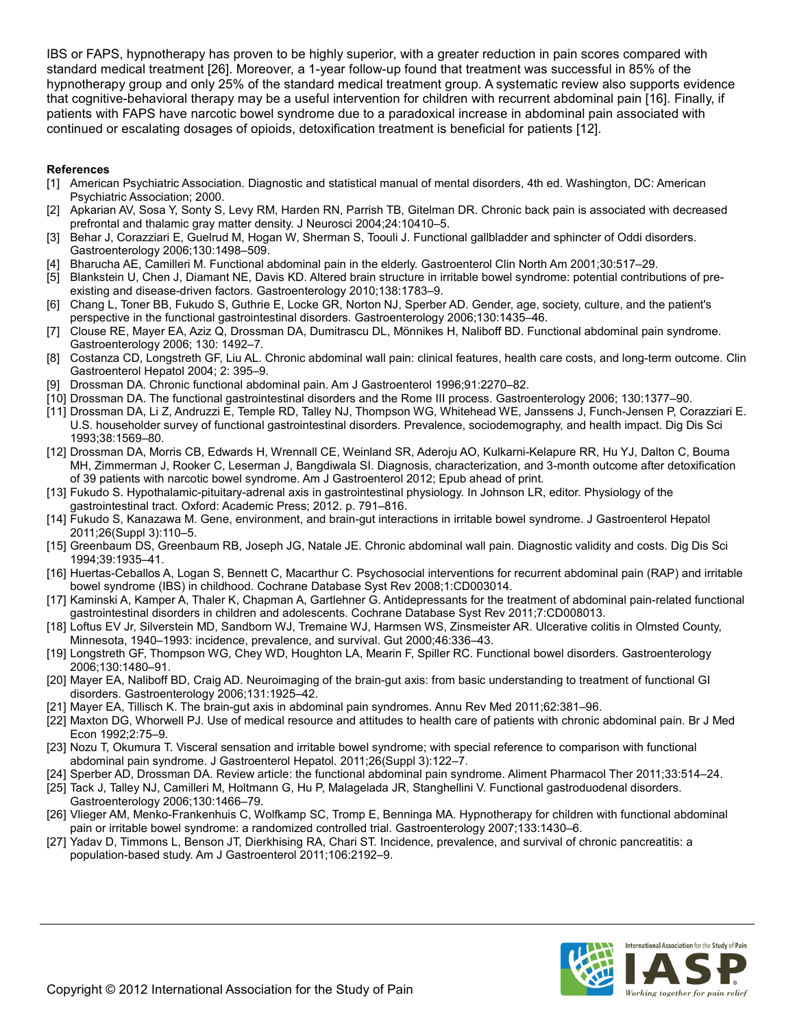IBS or FAPS, hypnotherapy has proven to be highly superior, with a greater reduction in pain scores compared with standard medical treatment [26]. Moreover, a 1-year follow-up found that treatment was successful in 85% of the hypnotherapy group and only 25% of the standard medical treatment group. A systematic review also supports evidence that cognitive-behavioral therapy may be a useful intervention for children with recurrent abdominal pain [16]. Finally, if patients with FAPS have narcotic bowel syndrome due to a paradoxical increase in abdominal pain associated with continued or escalating dosages of opioids, detoxification treatment is beneficial for patients [12].

**References**

[1] American Psychiatric Association. Diagnostic and statistical manual of mental disorders, 4th ed. Washington, DC: American Psychiatric Association; 2000.

[2] Apkarian AV, Sosa Y, Sonty S, Levy RM, Harden RN, Parrish TB, Gitelman DR. Chronic back pain is associated with decreased prefrontal and thalamic gray matter density. J Neurosci 2004;24:10410–5.

[3] Behar J, Corazziari E, Guelrud M, Hogan W, Sherman S, Toouli J. Functional gallbladder and sphincter of Oddi disorders. Gastroenterology 2006;130:1498–509.

[4] Bharucha AE, Camilleri M. Functional abdominal pain in the elderly. Gastroenterol Clin North Am 2001;30:517–29.

[5] Blankstein U, Chen J, Diamant NE, Davis KD. Altered brain structure in irritable bowel syndrome: potential contributions of pre-existing and disease-driven factors. Gastroenterology 2010;138:1783–9.

[6] Chang L, Toner BB, Fukudo S, Guthrie E, Locke GR, Norton NJ, Sperber AD. Gender, age, society, culture, and the patient's perspective in the functional gastrointestinal disorders. Gastroenterology 2006;130:1435–46.

[7] Clouse RE, Mayer EA, Aziz Q, Drossman DA, Dumitrascu DL, Mönnikes H, Naliboff BD. Functional abdominal pain syndrome. Gastroenterology 2006; 130: 1492–7.

[8] Costanza CD, Longstreth GF, Liu AL. Chronic abdominal wall pain: clinical features, health care costs, and long-term outcome. Clin Gastroenterol Hepatol 2004; 2: 395–9.

[9] Drossman DA. Chronic functional abdominal pain. Am J Gastroenterol 1996;91:2270–82.

[10] Drossman DA. The functional gastrointestinal disorders and the Rome III process. Gastroenterology 2006; 130:1377–90.

[11] Drossman DA, Li Z, Andruzzi E, Temple RD, Talley NJ, Thompson WG, Whitehead WE, Janssens J, Funch-Jensen P, Corazziari E. U.S. householder survey of functional gastrointestinal disorders. Prevalence, sociodemography, and health impact. Dig Dis Sci 1993;38:1569–80.

[12] Drossman DA, Morris CB, Edwards H, Wrennall CE, Weinland SR, Aderoju AO, Kulkarni-Kelapure RR, Hu YJ, Dalton C, Bouma MH, Zimmerman J, Rooker C, Leserman J, Bangdiwala SI. Diagnosis, characterization, and 3-month outcome after detoxification of 39 patients with narcotic bowel syndrome. Am J Gastroenterol 2012; Epub ahead of print.

[13] Fukudo S. Hypothalamic-pituitary-adrenal axis in gastrointestinal physiology. In Johnson LR, editor. Physiology of the gastrointestinal tract. Oxford: Academic Press; 2012. p. 791–816.

[14] Fukudo S, Kanazawa M. Gene, environment, and brain-gut interactions in irritable bowel syndrome. J Gastroenterol Hepatol 2011;26(Suppl 3):110–5.

[15] Greenbaum DS, Greenbaum RB, Joseph JG, Natale JE. Chronic abdominal wall pain. Diagnostic validity and costs. Dig Dis Sci 1994;39:1935–41.

[16] Huertas-Ceballos A, Logan S, Bennett C, Macarthur C. Psychosocial interventions for recurrent abdominal pain (RAP) and irritable bowel syndrome (IBS) in childhood. Cochrane Database Syst Rev 2008;1:CD003014.

[17] Kaminski A, Kamper A, Thaler K, Chapman A, Gartlehner G. Antidepressants for the treatment of abdominal pain-related functional gastrointestinal disorders in children and adolescents. Cochrane Database Syst Rev 2011;7:CD008013.

[18] Loftus EV Jr, Silverstein MD, Sandborn WJ, Tremaine WJ, Harmsen WS, Zinsmeister AR. Ulcerative colitis in Olmsted County, Minnesota, 1940–1993: incidence, prevalence, and survival. Gut 2000;46:336–43.

[19] Longstreth GF, Thompson WG, Chey WD, Houghton LA, Mearin F, Spiller RC. Functional bowel disorders. Gastroenterology 2006;130:1480–91.

[20] Mayer EA, Naliboff BD, Craig AD. Neuroimaging of the brain-gut axis: from basic understanding to treatment of functional GI disorders. Gastroenterology 2006;131:1925–42.

[21] Mayer EA, Tillisch K. The brain-gut axis in abdominal pain syndromes. Annu Rev Med 2011;62:381–96.

[22] Maxton DG, Whorwell PJ. Use of medical resource and attitudes to health care of patients with chronic abdominal pain. Br J Med Econ 1992;2:75–9.

[23] Nozu T, Okumura T. Visceral sensation and irritable bowel syndrome; with special reference to comparison with functional abdominal pain syndrome. J Gastroenterol Hepatol. 2011;26(Suppl 3):122–7.

[24] Sperber AD, Drossman DA. Review article: the functional abdominal pain syndrome. Aliment Pharmacol Ther 2011;33:514–24.

[25] Tack J, Talley NJ, Camilleri M, Holtmann G, Hu P, Malagelada JR, Stanghellini V. Functional gastroduodenal disorders. Gastroenterology 2006;130:1466–79.

[26] Vlieger AM, Menko-Frankenhuis C, Wolfkamp SC, Tromp E, Benninga MA. Hypnotherapy for children with functional abdominal pain or irritable bowel syndrome: a randomized controlled trial. Gastroenterology 2007;133:1430–6.

[27] Yadav D, Timmons L, Benson JT, Dierkhising RA, Chari ST. Incidence, prevalence, and survival of chronic pancreatitis: a population-based study. Am J Gastroenterol 2011;106:2192–9.

Copyright © 2012 International Association for the Study of Pain